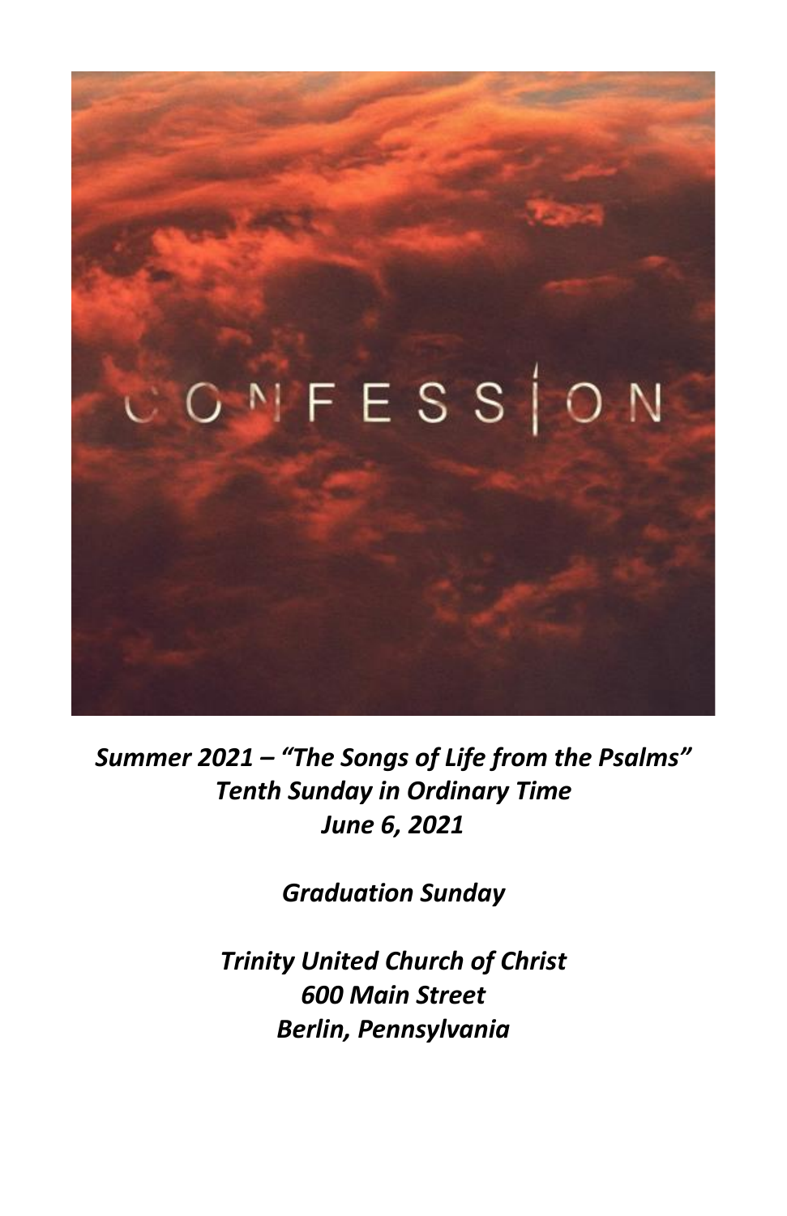CONFESSION

*Summer 2021 – "The Songs of Life from the Psalms"*
*Tenth Sunday in Ordinary Time*
*June 6, 2021*

*Graduation Sunday*

*Trinity United Church of Christ*
*600 Main Street*
*Berlin, Pennsylvania*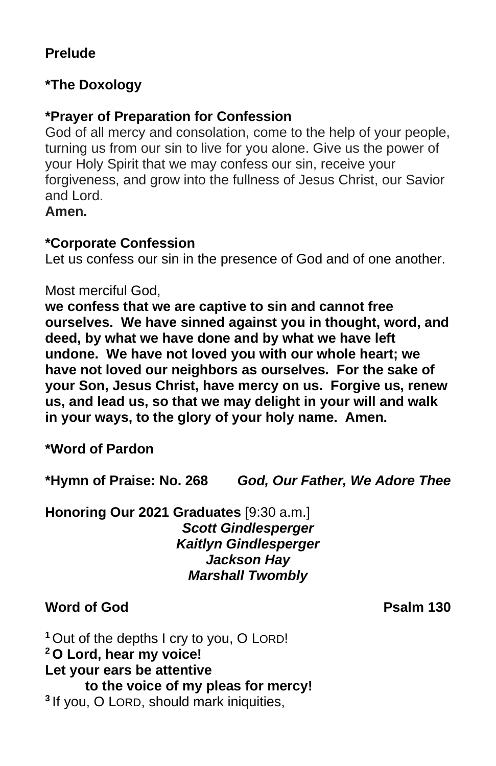**Prelude**

**\*The Doxology**

**\*Prayer of Preparation for Confession**

God of all mercy and consolation, come to the help of your people, turning us from our sin to live for you alone. Give us the power of your Holy Spirit that we may confess our sin, receive your forgiveness, and grow into the fullness of Jesus Christ, our Savior and Lord.
**Amen.**

**\*Corporate Confession**

Let us confess our sin in the presence of God and of one another.

Most merciful God,
**we confess that we are captive to sin and cannot free ourselves. We have sinned against you in thought, word, and deed, by what we have done and by what we have left undone. We have not loved you with our whole heart; we have not loved our neighbors as ourselves. For the sake of your Son, Jesus Christ, have mercy on us. Forgive us, renew us, and lead us, so that we may delight in your will and walk in your ways, to the glory of your holy name. Amen.**

**\*Word of Pardon**

**\*Hymn of Praise: No. 268** ***God, Our Father, We Adore Thee***

**Honoring Our 2021 Graduates** [9:30 a.m.]

***Scott Gindlesperger***
***Kaitlyn Gindlesperger***
***Jackson Hay***
***Marshall Twombly***

**Word of God** **Psalm 130**

[1] Out of the depths I cry to you, O LORD!
**[2] O Lord, hear my voice!**
**Let your ears be attentive**
**to the voice of my pleas for mercy!**
[3] If you, O LORD, should mark iniquities,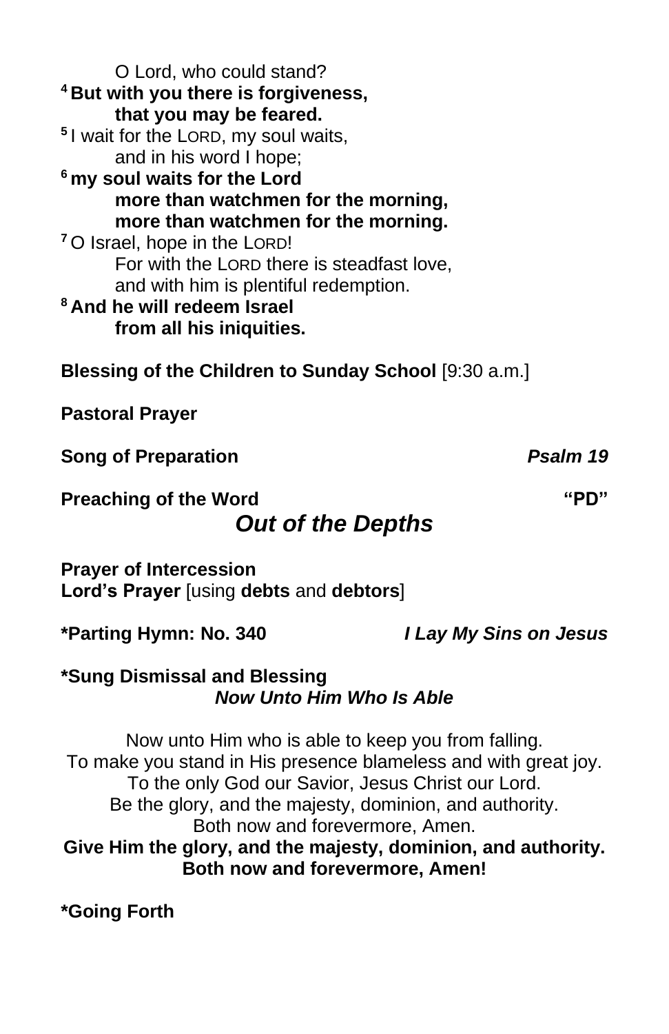O Lord, who could stand?
[4] **But with you there is forgiveness,**
**that you may be feared.**
[5] I wait for the LORD, my soul waits,
and in his word I hope;
[6] **my soul waits for the Lord**
**more than watchmen for the morning,**
**more than watchmen for the morning.**
[7] O Israel, hope in the LORD!
For with the LORD there is steadfast love,
and with him is plentiful redemption.
[8] **And he will redeem Israel**
**from all his iniquities.**

**Blessing of the Children to Sunday School** [9:30 a.m.]

**Pastoral Prayer**

**Song of Preparation** ***Psalm 19***

**Preaching of the Word** **"PD"**

***Out of the Depths***

**Prayer of Intercession**
**Lord's Prayer** [using **debts** and **debtors**]

***Parting Hymn: No. 340** ***I Lay My Sins on Jesus***

***Sung Dismissal and Blessing**
***Now Unto Him Who Is Able***

Now unto Him who is able to keep you from falling.
To make you stand in His presence blameless and with great joy.
To the only God our Savior, Jesus Christ our Lord.
Be the glory, and the majesty, dominion, and authority.
Both now and forevermore, Amen.
**Give Him the glory, and the majesty, dominion, and authority.**
**Both now and forevermore, Amen!**

***Going Forth**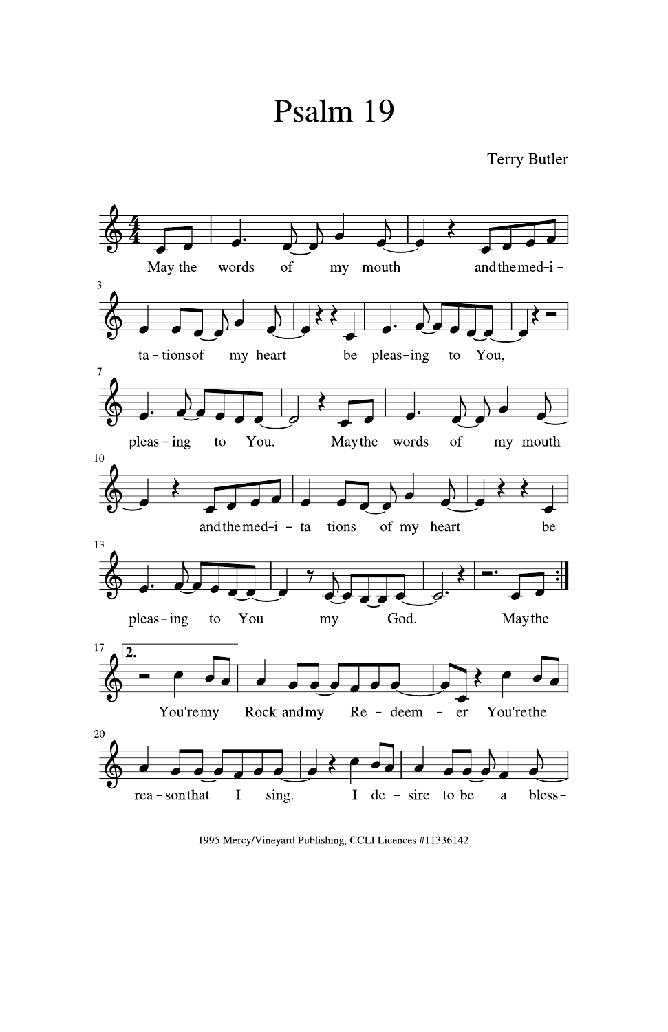# Psalm 19

Terry Butler

May the words of my mouth and the med-i-ta-tions of my heart be pleas-ing to You, pleas-ing to You. May the words of my mouth and the med-i-ta tions of my heart be pleas-ing to You my God. May the

2\. You're my Rock and my Re-deem-er You're the rea-son that I sing. I de-sire to be a bless-

1995 Mercy/Vineyard Publishing, CCLI Licences #11336142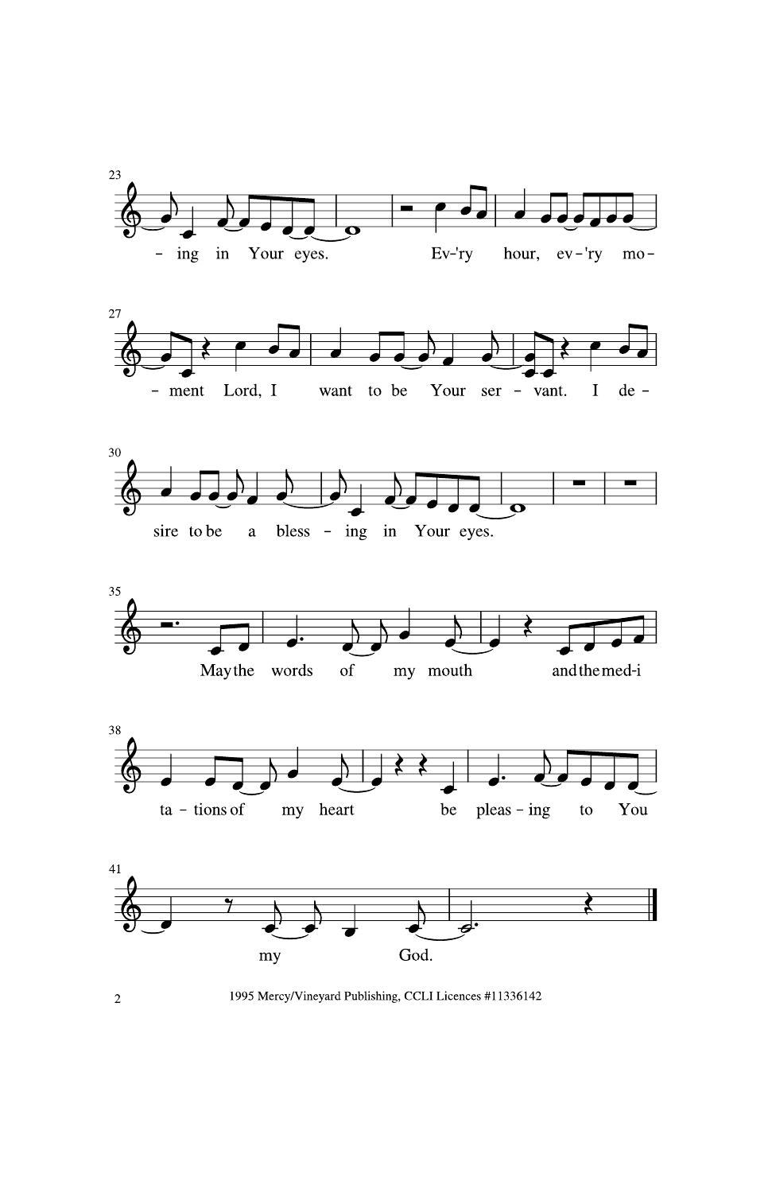23

- ing in Your eyes. Ev-'ry hour, ev - 'ry mo -

27

- ment Lord, I want to be Your ser - vant. I de -

30

sire to be a bless - ing in Your eyes.

35

May the words of my mouth and the med-i

38

ta - tions of my heart be pleas - ing to You

41

my God.

1995 Mercy/Vineyard Publishing, CCLI Licences #11336142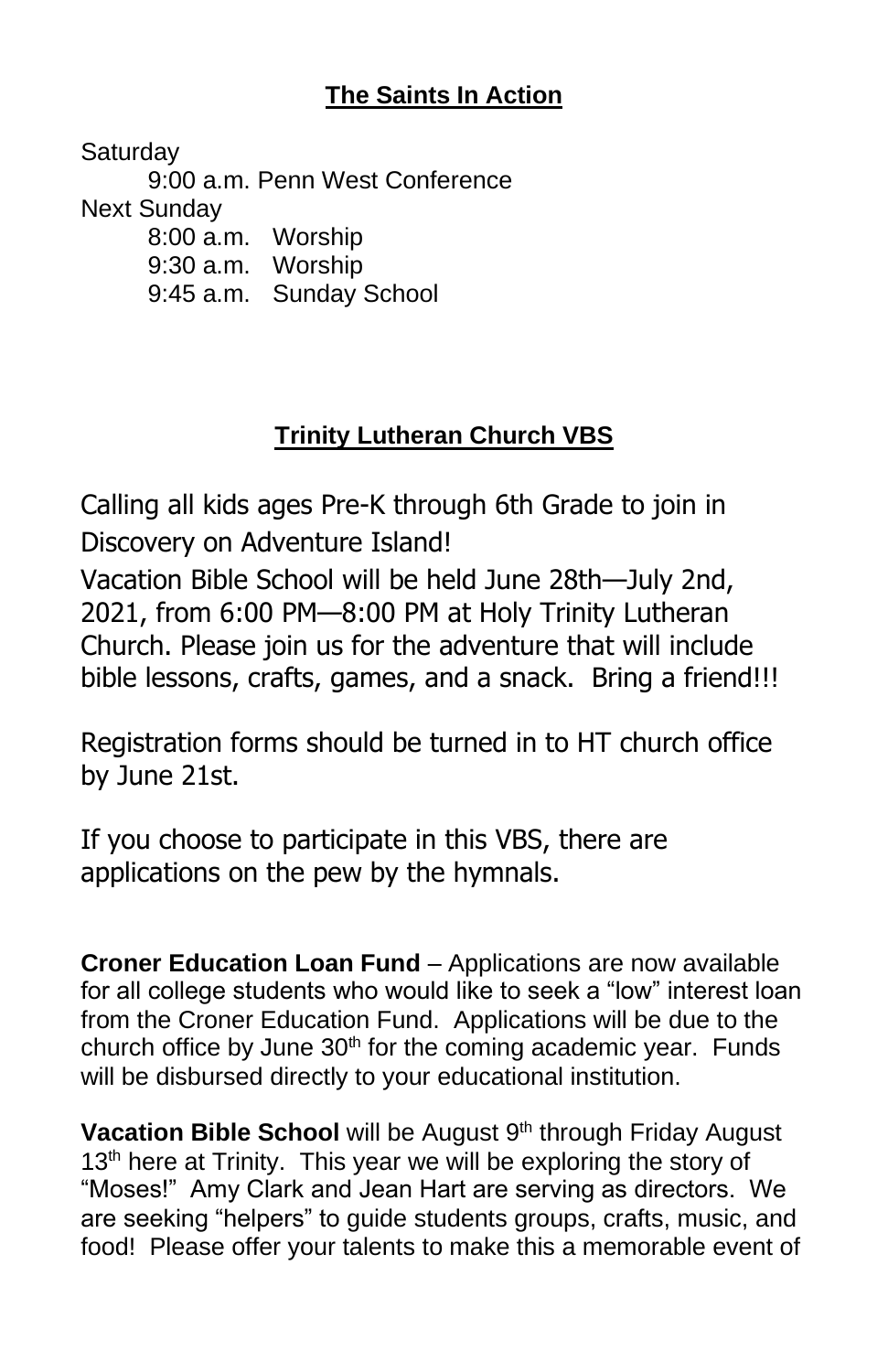**The Saints In Action**

Saturday

9:00 a.m. Penn West Conference

Next Sunday

8:00 a.m. Worship
9:30 a.m. Worship
9:45 a.m. Sunday School

**Trinity Lutheran Church VBS**

Calling all kids ages Pre-K through 6th Grade to join in Discovery on Adventure Island!

Vacation Bible School will be held June 28th—July 2nd, 2021, from 6:00 PM—8:00 PM at Holy Trinity Lutheran Church. Please join us for the adventure that will include bible lessons, crafts, games, and a snack. Bring a friend!!!

Registration forms should be turned in to HT church office by June 21st.

If you choose to participate in this VBS, there are applications on the pew by the hymnals.

**Croner Education Loan Fund** – Applications are now available for all college students who would like to seek a "low" interest loan from the Croner Education Fund. Applications will be due to the church office by June 30th for the coming academic year. Funds will be disbursed directly to your educational institution.

**Vacation Bible School** will be August 9th through Friday August 13th here at Trinity. This year we will be exploring the story of "Moses!" Amy Clark and Jean Hart are serving as directors. We are seeking "helpers" to guide students groups, crafts, music, and food! Please offer your talents to make this a memorable event of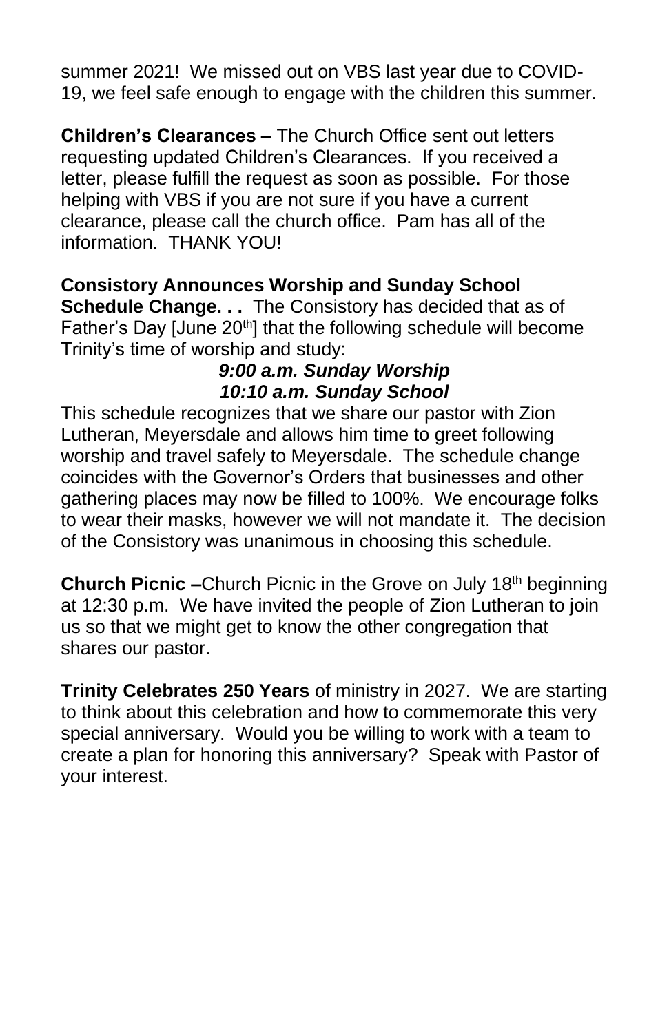summer 2021! We missed out on VBS last year due to COVID-19, we feel safe enough to engage with the children this summer.

**Children's Clearances –** The Church Office sent out letters requesting updated Children's Clearances. If you received a letter, please fulfill the request as soon as possible. For those helping with VBS if you are not sure if you have a current clearance, please call the church office. Pam has all of the information. THANK YOU!

**Consistory Announces Worship and Sunday School Schedule Change. . .** The Consistory has decided that as of Father's Day [June 20th] that the following schedule will become Trinity's time of worship and study:

***9:00 a.m. Sunday Worship***
***10:10 a.m. Sunday School***

This schedule recognizes that we share our pastor with Zion Lutheran, Meyersdale and allows him time to greet following worship and travel safely to Meyersdale. The schedule change coincides with the Governor's Orders that businesses and other gathering places may now be filled to 100%. We encourage folks to wear their masks, however we will not mandate it. The decision of the Consistory was unanimous in choosing this schedule.

**Church Picnic –**Church Picnic in the Grove on July 18th beginning at 12:30 p.m. We have invited the people of Zion Lutheran to join us so that we might get to know the other congregation that shares our pastor.

**Trinity Celebrates 250 Years** of ministry in 2027. We are starting to think about this celebration and how to commemorate this very special anniversary. Would you be willing to work with a team to create a plan for honoring this anniversary? Speak with Pastor of your interest.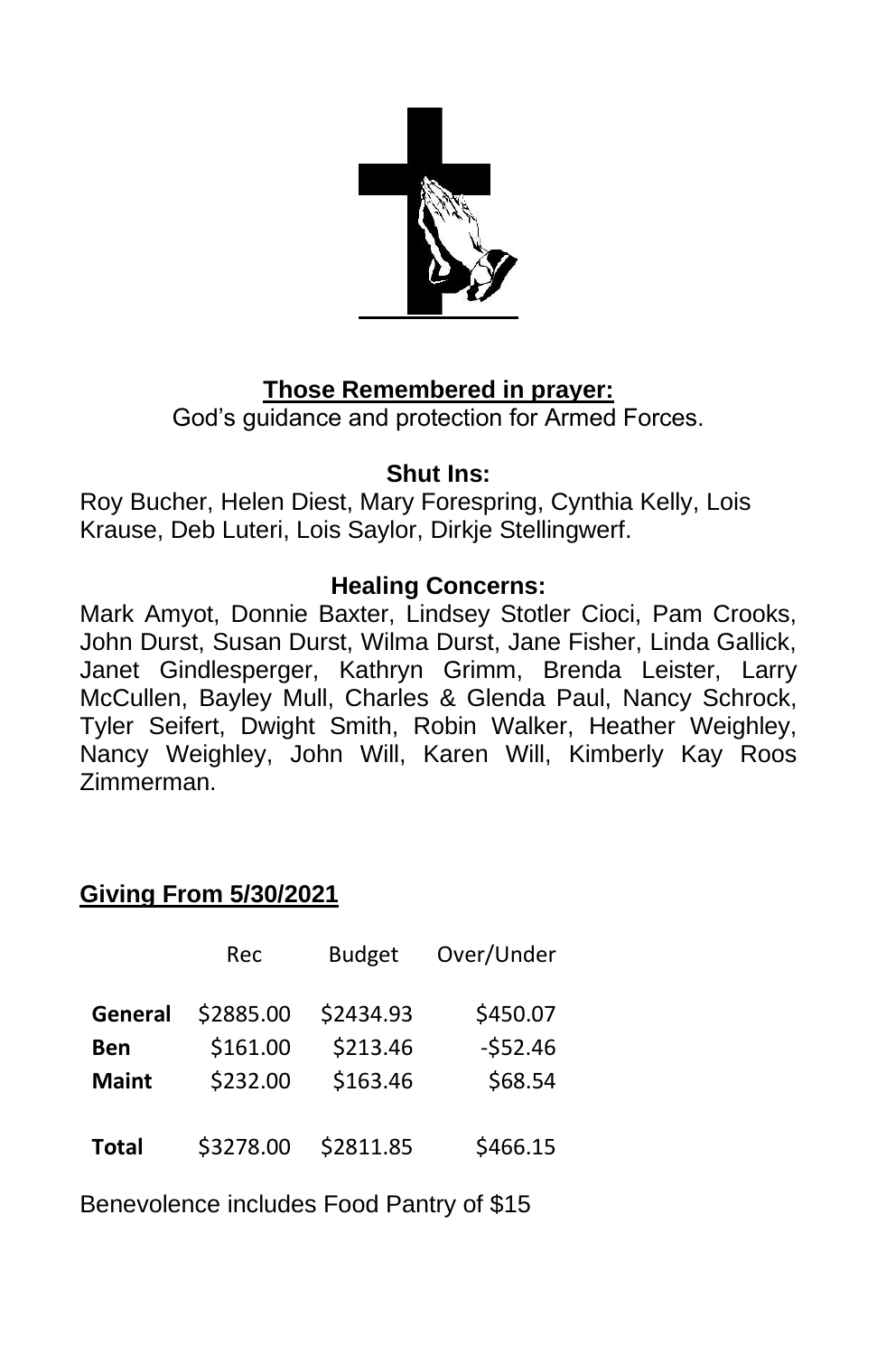**Those Remembered in prayer:**

God's guidance and protection for Armed Forces.

**Shut Ins:**

Roy Bucher, Helen Diest, Mary Forespring, Cynthia Kelly, Lois Krause, Deb Luteri, Lois Saylor, Dirkje Stellingwerf.

**Healing Concerns:**

Mark Amyot, Donnie Baxter, Lindsey Stotler Cioci, Pam Crooks, John Durst, Susan Durst, Wilma Durst, Jane Fisher, Linda Gallick, Janet Gindlesperger, Kathryn Grimm, Brenda Leister, Larry McCullen, Bayley Mull, Charles & Glenda Paul, Nancy Schrock, Tyler Seifert, Dwight Smith, Robin Walker, Heather Weighley, Nancy Weighley, John Will, Karen Will, Kimberly Kay Roos Zimmerman.

**Giving From 5/30/2021**

| | Rec | Budget | Over/Under |
|---|---|---|---|
| **General** | $2885.00 | $2434.93 | $450.07 |
| **Ben** | $161.00 | $213.46 | -$52.46 |
| **Maint** | $232.00 | $163.46 | $68.54 |
| **Total** | $3278.00 | $2811.85 | $466.15 |

Benevolence includes Food Pantry of $15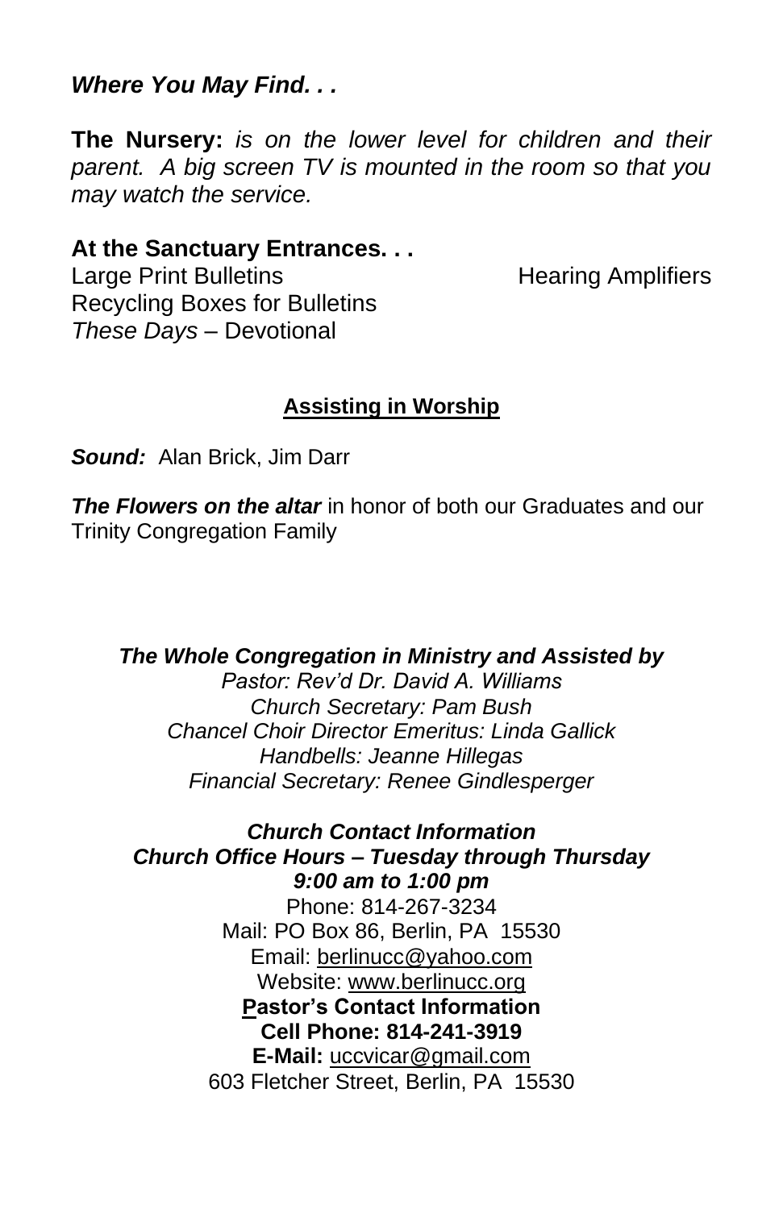***Where You May Find. . .***

**The Nursery:** *is on the lower level for children and their parent. A big screen TV is mounted in the room so that you may watch the service.*

**At the Sanctuary Entrances. . .**

Large Print Bulletins

Hearing Amplifiers

Recycling Boxes for Bulletins

*These Days* – Devotional

## Assisting in Worship

***Sound:*** Alan Brick, Jim Darr

***The Flowers on the altar*** in honor of both our Graduates and our Trinity Congregation Family

***The Whole Congregation in Ministry and Assisted by***

*Pastor: Rev'd Dr. David A. Williams*

*Church Secretary: Pam Bush*

*Chancel Choir Director Emeritus: Linda Gallick*

*Handbells: Jeanne Hillegas*

*Financial Secretary: Renee Gindlesperger*

***Church Contact Information***

***Church Office Hours – Tuesday through Thursday***

***9:00 am to 1:00 pm***

Phone: 814-267-3234

Mail: PO Box 86, Berlin, PA 15530

Email: berlinucc@yahoo.com

Website: www.berlinucc.org

**Pastor's Contact Information**

**Cell Phone: 814-241-3919**

**E-Mail:** uccvicar@gmail.com

603 Fletcher Street, Berlin, PA 15530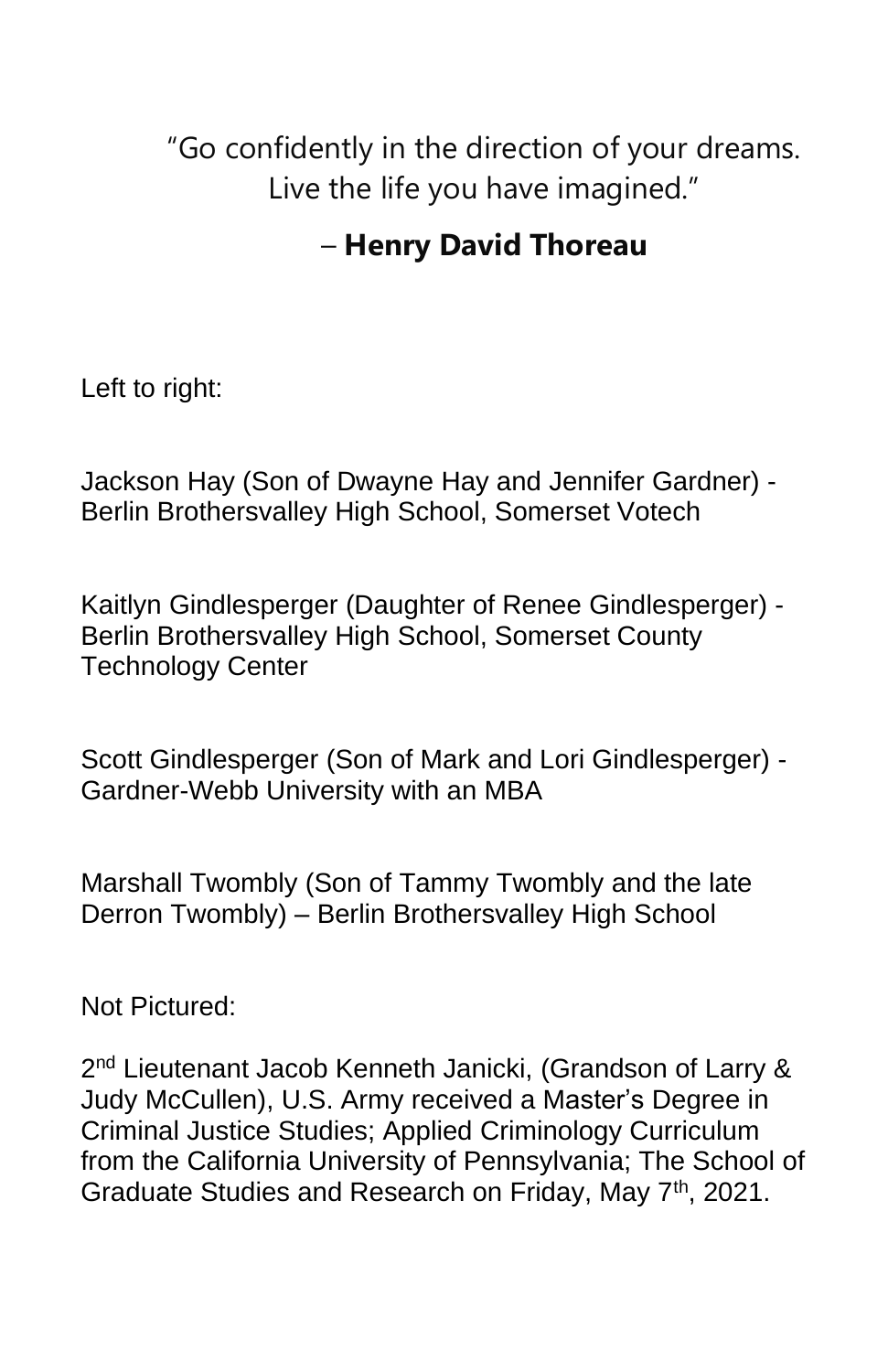"Go confidently in the direction of your dreams. Live the life you have imagined."

– **Henry David Thoreau**

Left to right:

Jackson Hay (Son of Dwayne Hay and Jennifer Gardner) - Berlin Brothersvalley High School, Somerset Votech

Kaitlyn Gindlesperger (Daughter of Renee Gindlesperger) - Berlin Brothersvalley High School, Somerset County Technology Center

Scott Gindlesperger (Son of Mark and Lori Gindlesperger) - Gardner-Webb University with an MBA

Marshall Twombly (Son of Tammy Twombly and the late Derron Twombly) – Berlin Brothersvalley High School

Not Pictured:

2nd Lieutenant Jacob Kenneth Janicki, (Grandson of Larry & Judy McCullen), U.S. Army received a Master's Degree in Criminal Justice Studies; Applied Criminology Curriculum from the California University of Pennsylvania; The School of Graduate Studies and Research on Friday, May 7th, 2021.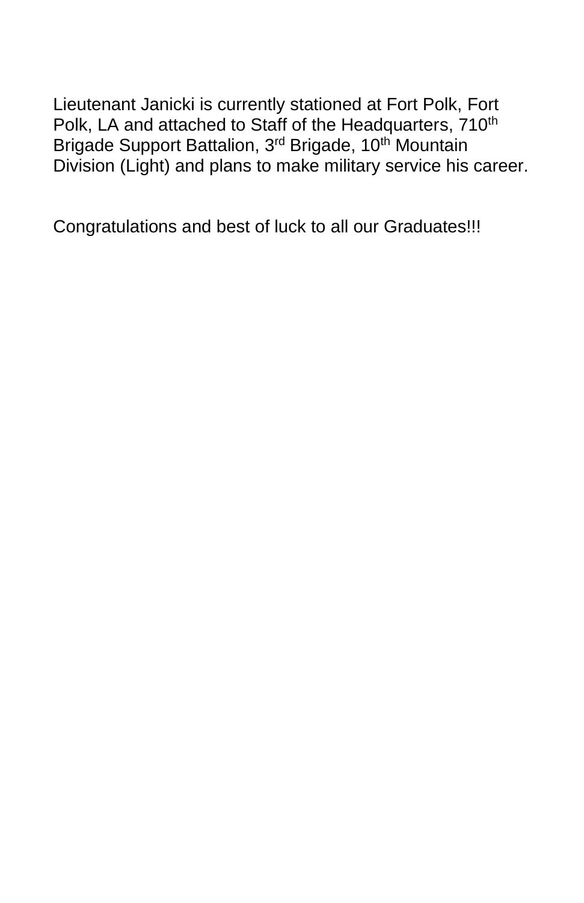Lieutenant Janicki is currently stationed at Fort Polk, Fort Polk, LA and attached to Staff of the Headquarters, 710th Brigade Support Battalion, 3rd Brigade, 10th Mountain Division (Light) and plans to make military service his career.

Congratulations and best of luck to all our Graduates!!!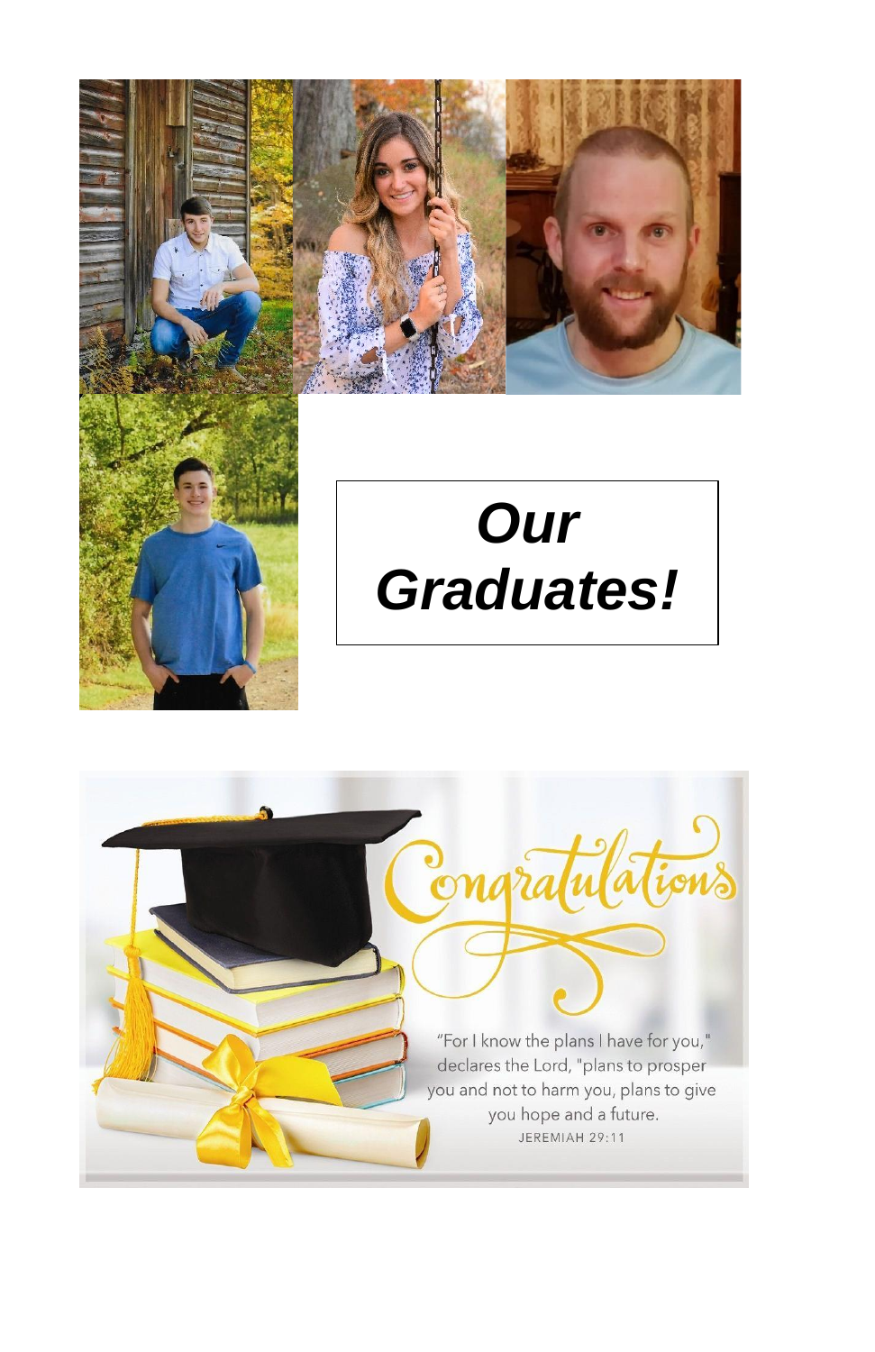# *Our Graduates!*

Congratulations

"For I know the plans I have for you," declares the Lord, "plans to prosper you and not to harm you, plans to give you hope and a future.

JEREMIAH 29:11